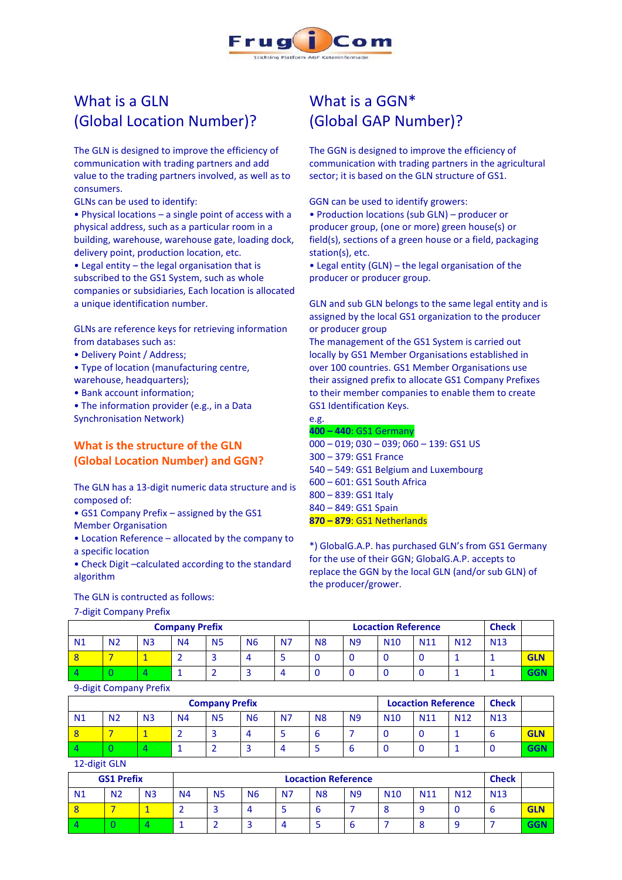# What is a GLN (Global Location Number)?

The GLN is designed to improve the efficiency of communication with trading partners and add value to the trading partners involved, as well as to consumers.

GLNs can be used to identify:

- Physical locations – a single point of access with a physical address, such as a particular room in a building, warehouse, warehouse gate, loading dock, delivery point, production location, etc.
- Legal entity – the legal organisation that is subscribed to the GS1 System, such as whole companies or subsidiaries, Each location is allocated a unique identification number.

GLNs are reference keys for retrieving information from databases such as:

- Delivery Point / Address;
- Type of location (manufacturing centre, warehouse, headquarters);
- Bank account information;
- The information provider (e.g., in a Data Synchronisation Network)

## What is the structure of the GLN (Global Location Number) and GGN?

The GLN has a 13-digit numeric data structure and is composed of:

- GS1 Company Prefix – assigned by the GS1 Member Organisation
- Location Reference – allocated by the company to a specific location
- Check Digit –calculated according to the standard algorithm

The GLN is contructed as follows:

# What is a GGN* (Global GAP Number)?

The GGN is designed to improve the efficiency of communication with trading partners in the agricultural sector; it is based on the GLN structure of GS1.

GGN can be used to identify growers:

- Production locations (sub GLN) – producer or producer group, (one or more) green house(s) or field(s), sections of a green house or a field, packaging station(s), etc.
- Legal entity (GLN) – the legal organisation of the producer or producer group.

GLN and sub GLN belongs to the same legal entity and is assigned by the local GS1 organization to the producer or producer group

The management of the GS1 System is carried out locally by GS1 Member Organisations established in over 100 countries. GS1 Member Organisations use their assigned prefix to allocate GS1 Company Prefixes to their member companies to enable them to create GS1 Identification Keys.

e.g.

**400 – 440**: GS1 Germany
000 – 019; 030 – 039; 060 – 139: GS1 US
300 – 379: GS1 France
540 – 549: GS1 Belgium and Luxembourg
600 – 601: GS1 South Africa
800 – 839: GS1 Italy
840 – 849: GS1 Spain
**870 – 879**: GS1 Netherlands

*) GlobalG.A.P. has purchased GLN's from GS1 Germany for the use of their GGN; GlobalG.A.P. accepts to replace the GGN by the local GLN (and/or sub GLN) of the producer/grower.

7-digit Company Prefix

| **Company Prefix** | | | | | | | **Locaction Reference** | | | | | **Check** | |
|---|---|---|---|---|---|---|---|---|---|---|---|---|---|
| N1 | N2 | N3 | N4 | N5 | N6 | N7 | N8 | N9 | N10 | N11 | N12 | N13 | |
| 8 | 7 | 1 | 2 | 3 | 4 | 5 | 0 | 0 | 0 | 0 | 1 | 1 | **GLN** |
| 4 | 0 | 4 | 1 | 2 | 3 | 4 | 0 | 0 | 0 | 0 | 1 | 1 | **GGN** |

9-digit Company Prefix

| **Company Prefix** | | | | | | | | | **Locaction Reference** | | | **Check** | |
|---|---|---|---|---|---|---|---|---|---|---|---|---|---|
| N1 | N2 | N3 | N4 | N5 | N6 | N7 | N8 | N9 | N10 | N11 | N12 | N13 | |
| 8 | 7 | 1 | 2 | 3 | 4 | 5 | 6 | 7 | 0 | 0 | 1 | 6 | **GLN** |
| 4 | 0 | 4 | 1 | 2 | 3 | 4 | 5 | 6 | 0 | 0 | 1 | 0 | **GGN** |

12-digit GLN

| **GS1 Prefix** | | | **Locaction Reference** | | | | | | | | | **Check** | |
|---|---|---|---|---|---|---|---|---|---|---|---|---|---|
| N1 | N2 | N3 | N4 | N5 | N6 | N7 | N8 | N9 | N10 | N11 | N12 | N13 | |
| 8 | 7 | 1 | 2 | 3 | 4 | 5 | 6 | 7 | 8 | 9 | 0 | 6 | **GLN** |
| 4 | 0 | 4 | 1 | 2 | 3 | 4 | 5 | 6 | 7 | 8 | 9 | 7 | **GGN** |